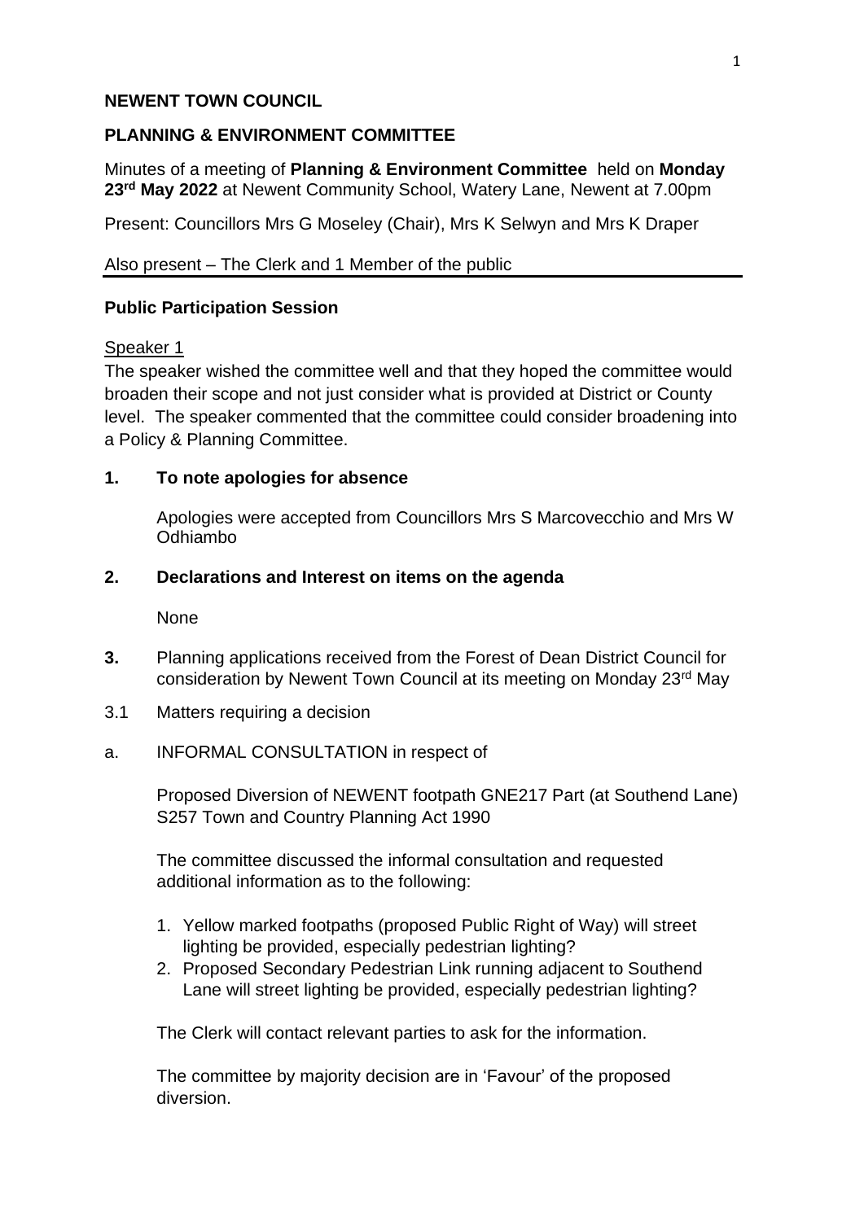**NEWENT TOWN COUNCIL**

**PLANNING & ENVIRONMENT COMMITTEE**

Minutes of a meeting of **Planning & Environment Committee** held on **Monday 23rd May 2022** at Newent Community School, Watery Lane, Newent at 7.00pm

Present: Councillors Mrs G Moseley (Chair), Mrs K Selwyn and Mrs K Draper

Also present – The Clerk and 1 Member of the public

---

**Public Participation Session**

Speaker 1

The speaker wished the committee well and that they hoped the committee would broaden their scope and not just consider what is provided at District or County level. The speaker commented that the committee could consider broadening into a Policy & Planning Committee.

**1. To note apologies for absence**

Apologies were accepted from Councillors Mrs S Marcovecchio and Mrs W Odhiambo

**2. Declarations and Interest on items on the agenda**

None

**3.** Planning applications received from the Forest of Dean District Council for consideration by Newent Town Council at its meeting on Monday 23rd May

3.1 Matters requiring a decision

a. INFORMAL CONSULTATION in respect of

Proposed Diversion of NEWENT footpath GNE217 Part (at Southend Lane) S257 Town and Country Planning Act 1990

The committee discussed the informal consultation and requested additional information as to the following:

1. Yellow marked footpaths (proposed Public Right of Way) will street lighting be provided, especially pedestrian lighting?
2. Proposed Secondary Pedestrian Link running adjacent to Southend Lane will street lighting be provided, especially pedestrian lighting?

The Clerk will contact relevant parties to ask for the information.

The committee by majority decision are in 'Favour' of the proposed diversion.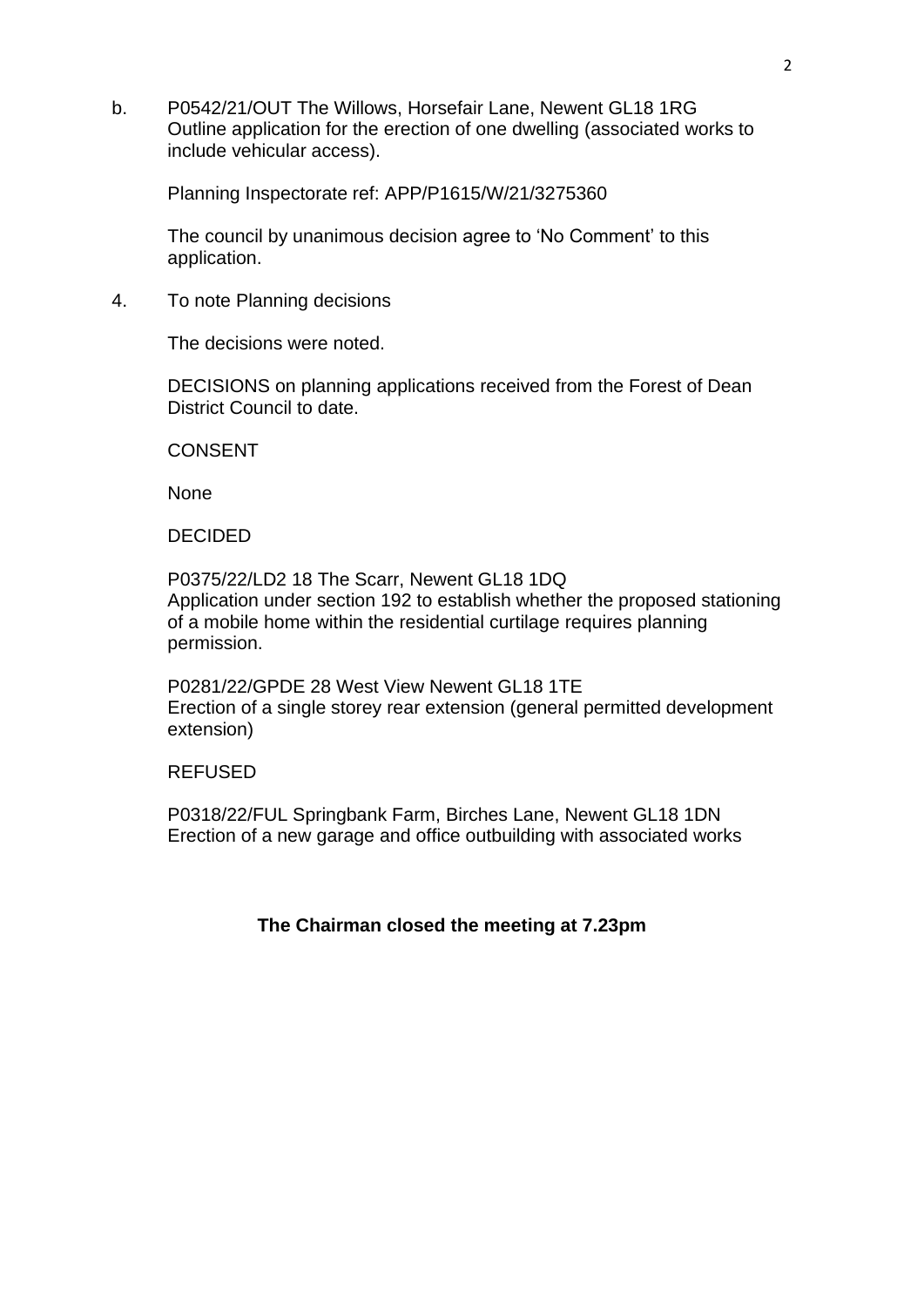b. P0542/21/OUT The Willows, Horsefair Lane, Newent GL18 1RG
   Outline application for the erection of one dwelling (associated works to include vehicular access).

   Planning Inspectorate ref: APP/P1615/W/21/3275360

   The council by unanimous decision agree to 'No Comment' to this application.

4. To note Planning decisions

   The decisions were noted.

   DECISIONS on planning applications received from the Forest of Dean District Council to date.

   CONSENT

   None

   DECIDED

   P0375/22/LD2 18 The Scarr, Newent GL18 1DQ
   Application under section 192 to establish whether the proposed stationing of a mobile home within the residential curtilage requires planning permission.

   P0281/22/GPDE 28 West View Newent GL18 1TE
   Erection of a single storey rear extension (general permitted development extension)

   REFUSED

   P0318/22/FUL Springbank Farm, Birches Lane, Newent GL18 1DN
   Erection of a new garage and office outbuilding with associated works

**The Chairman closed the meeting at 7.23pm**